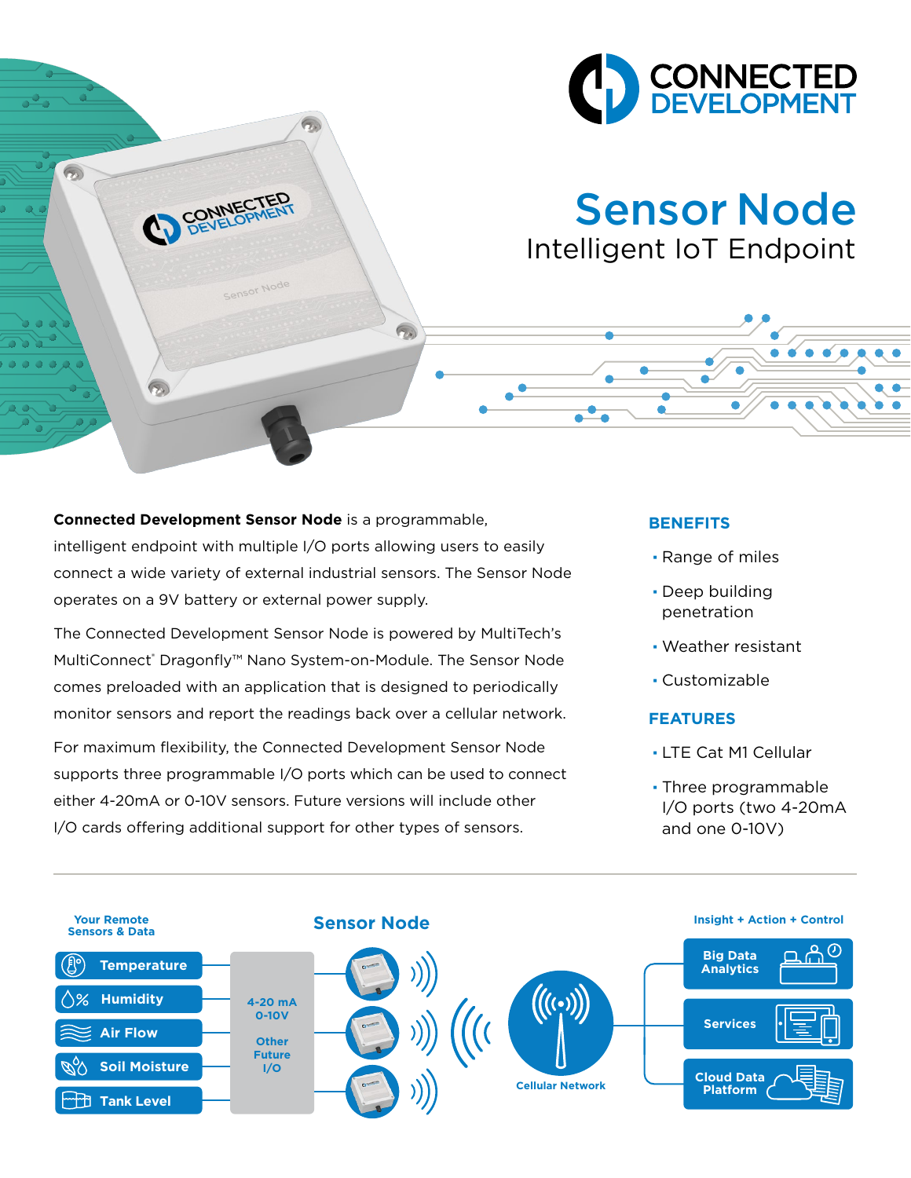# Sensor Node

## Intelligent IoT Endpoint

**Connected Development Sensor Node** is a programmable, intelligent endpoint with multiple I/O ports allowing users to easily connect a wide variety of external industrial sensors. The Sensor Node operates on a 9V battery or external power supply.

The Connected Development Sensor Node is powered by MultiTech's MultiConnect® Dragonfly™ Nano System-on-Module. The Sensor Node comes preloaded with an application that is designed to periodically monitor sensors and report the readings back over a cellular network.

For maximum flexibility, the Connected Development Sensor Node supports three programmable I/O ports which can be used to connect either 4-20mA or 0-10V sensors. Future versions will include other I/O cards offering additional support for other types of sensors.

### BENEFITS

- Range of miles
- Deep building penetration
- Weather resistant
- Customizable

### FEATURES

- LTE Cat M1 Cellular
- Three programmable I/O ports (two 4-20mA and one 0-10V)

---

**Your Remote Sensors & Data**

- Temperature
- Humidity
- Air Flow
- Soil Moisture
- Tank Level

**Sensor Node**

4-20 mA
0-10V

Other Future I/O

**Cellular Network**

**Insight + Action + Control**

- Big Data Analytics
- Services
- Cloud Data Platform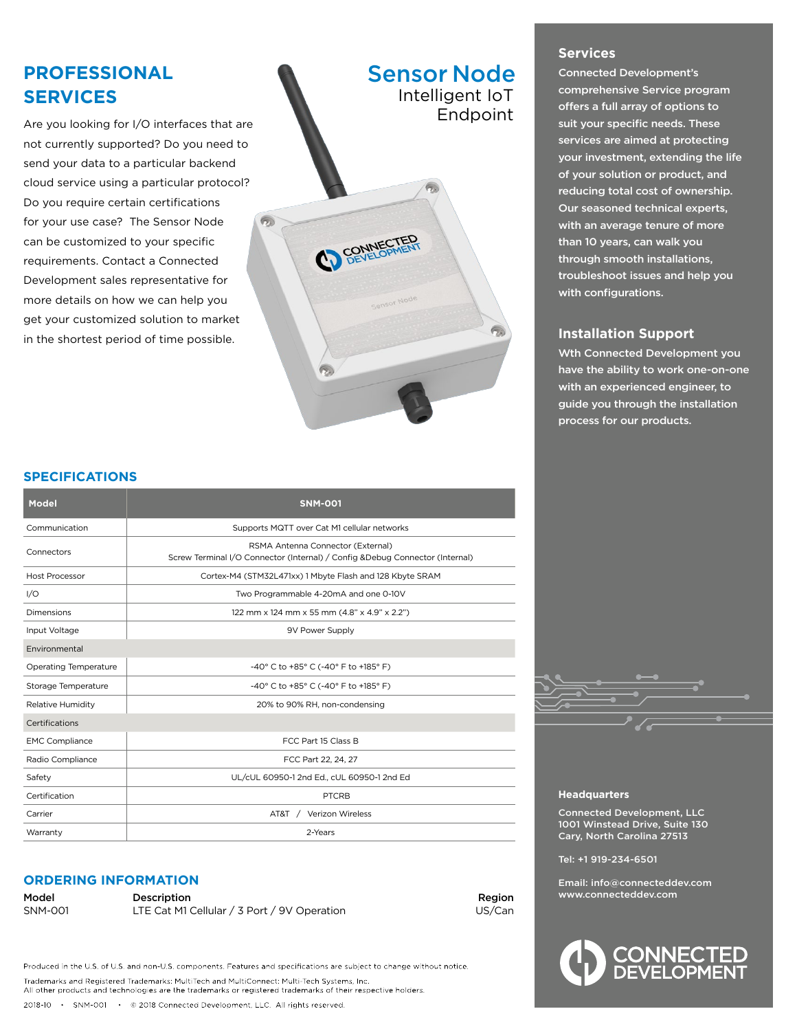# PROFESSIONAL SERVICES

Are you looking for I/O interfaces that are not currently supported? Do you need to send your data to a particular backend cloud service using a particular protocol? Do you require certain certifications for your use case? The Sensor Node can be customized to your specific requirements. Contact a Connected Development sales representative for more details on how we can help you get your customized solution to market in the shortest period of time possible.

# Sensor Node

Intelligent IoT Endpoint

## SPECIFICATIONS

| Model | SNM-001 |
|---|---|
| Communication | Supports MQTT over Cat M1 cellular networks |
| Connectors | RSMA Antenna Connector (External)<br>Screw Terminal I/O Connector (Internal) / Config &Debug Connector (Internal) |
| Host Processor | Cortex-M4 (STM32L471xx) 1 Mbyte Flash and 128 Kbyte SRAM |
| I/O | Two Programmable 4-20mA and one 0-10V |
| Dimensions | 122 mm x 124 mm x 55 mm (4.8" x 4.9" x 2.2") |
| Input Voltage | 9V Power Supply |
| Environmental | |
| Operating Temperature | -40° C to +85° C (-40° F to +185° F) |
| Storage Temperature | -40° C to +85° C (-40° F to +185° F) |
| Relative Humidity | 20% to 90% RH, non-condensing |
| Certifications | |
| EMC Compliance | FCC Part 15 Class B |
| Radio Compliance | FCC Part 22, 24, 27 |
| Safety | UL/cUL 60950-1 2nd Ed., cUL 60950-1 2nd Ed |
| Certification | PTCRB |
| Carrier | AT&T / Verizon Wireless |
| Warranty | 2-Years |

## ORDERING INFORMATION

| Model | Description | Region |
|---|---|---|
| SNM-001 | LTE Cat M1 Cellular / 3 Port / 9V Operation | US/Can |

Produced in the U.S. of U.S. and non-U.S. components. Features and specifications are subject to change without notice.

Trademarks and Registered Trademarks: MultiTech and MultiConnect: Multi-Tech Systems, Inc.
All other products and technologies are the trademarks or registered trademarks of their respective holders.

2018-10 • SNM-001 • © 2018 Connected Development, LLC. All rights reserved.

## Services

Connected Development's comprehensive Service program offers a full array of options to suit your specific needs. These services are aimed at protecting your investment, extending the life of your solution or product, and reducing total cost of ownership. Our seasoned technical experts, with an average tenure of more than 10 years, can walk you through smooth installations, troubleshoot issues and help you with configurations.

## Installation Support

Wth Connected Development you have the ability to work one-on-one with an experienced engineer, to guide you through the installation process for our products.

**Headquarters**

Connected Development, LLC
1001 Winstead Drive, Suite 130
Cary, North Carolina 27513

Tel: +1 919-234-6501

Email: info@connecteddev.com
www.connecteddev.com

CONNECTED DEVELOPMENT